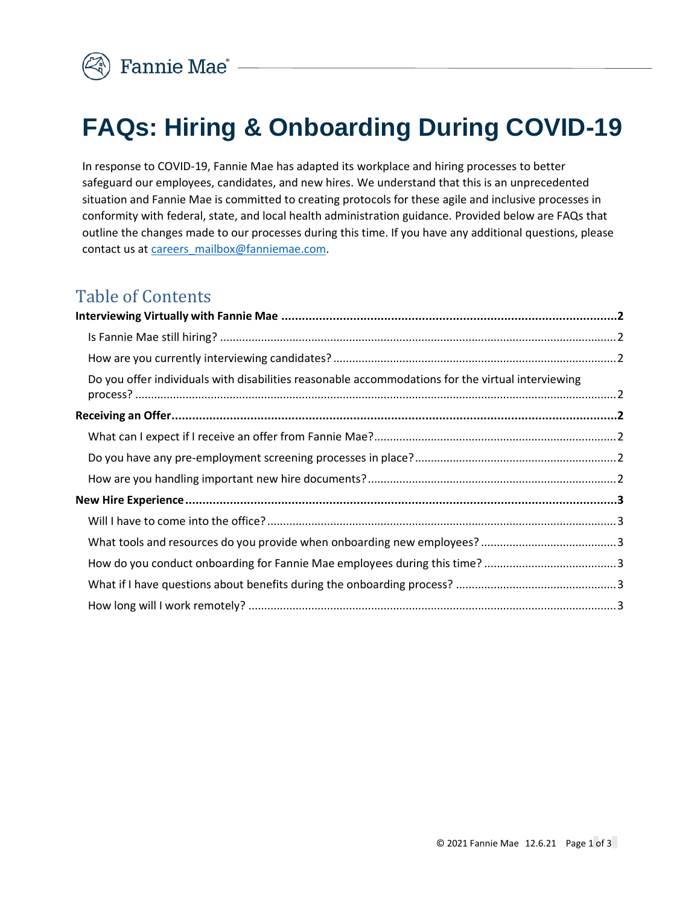Fannie Mae

# FAQs: Hiring & Onboarding During COVID-19

In response to COVID-19, Fannie Mae has adapted its workplace and hiring processes to better safeguard our employees, candidates, and new hires. We understand that this is an unprecedented situation and Fannie Mae is committed to creating protocols for these agile and inclusive processes in conformity with federal, state, and local health administration guidance. Provided below are FAQs that outline the changes made to our processes during this time. If you have any additional questions, please contact us at careers_mailbox@fanniemae.com.

## Table of Contents

**Interviewing Virtually with Fannie Mae** .......... **2**

- Is Fannie Mae still hiring? .......... 2
- How are you currently interviewing candidates? .......... 2
- Do you offer individuals with disabilities reasonable accommodations for the virtual interviewing process? .......... 2

**Receiving an Offer** .......... **2**

- What can I expect if I receive an offer from Fannie Mae? .......... 2
- Do you have any pre-employment screening processes in place? .......... 2
- How are you handling important new hire documents? .......... 2

**New Hire Experience** .......... **3**

- Will I have to come into the office? .......... 3
- What tools and resources do you provide when onboarding new employees? .......... 3
- How do you conduct onboarding for Fannie Mae employees during this time? .......... 3
- What if I have questions about benefits during the onboarding process? .......... 3
- How long will I work remotely? .......... 3

© 2021 Fannie Mae 12.6.21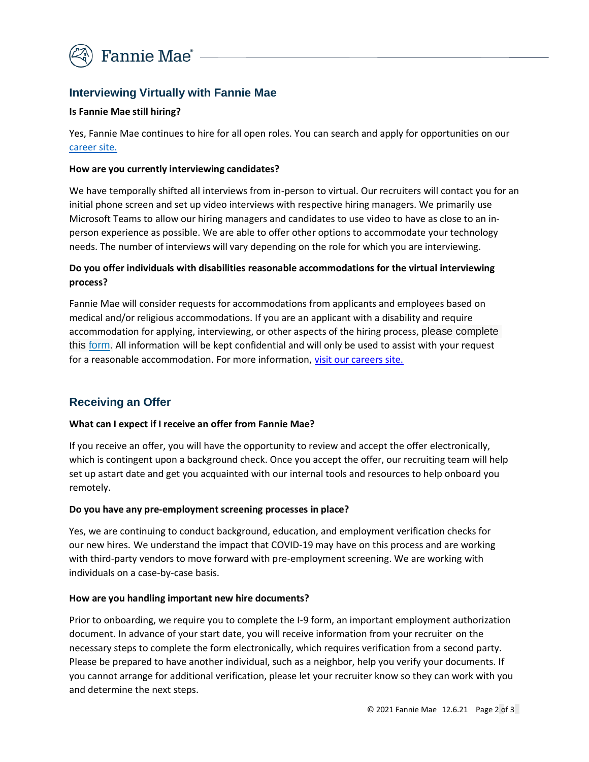## Interviewing Virtually with Fannie Mae

**Is Fannie Mae still hiring?**

Yes, Fannie Mae continues to hire for all open roles. You can search and apply for opportunities on our [career site.](#)

**How are you currently interviewing candidates?**

We have temporally shifted all interviews from in-person to virtual. Our recruiters will contact you for an initial phone screen and set up video interviews with respective hiring managers. We primarily use Microsoft Teams to allow our hiring managers and candidates to use video to have as close to an in-person experience as possible. We are able to offer other options to accommodate your technology needs. The number of interviews will vary depending on the role for which you are interviewing.

**Do you offer individuals with disabilities reasonable accommodations for the virtual interviewing process?**

Fannie Mae will consider requests for accommodations from applicants and employees based on medical and/or religious accommodations. If you are an applicant with a disability and require accommodation for applying, interviewing, or other aspects of the hiring process, please complete this [form](#). All information will be kept confidential and will only be used to assist with your request for a reasonable accommodation. For more information, [visit our careers site.](#)

## Receiving an Offer

**What can I expect if I receive an offer from Fannie Mae?**

If you receive an offer, you will have the opportunity to review and accept the offer electronically, which is contingent upon a background check. Once you accept the offer, our recruiting team will help set up astart date and get you acquainted with our internal tools and resources to help onboard you remotely.

**Do you have any pre-employment screening processes in place?**

Yes, we are continuing to conduct background, education, and employment verification checks for our new hires. We understand the impact that COVID-19 may have on this process and are working with third-party vendors to move forward with pre-employment screening. We are working with individuals on a case-by-case basis.

**How are you handling important new hire documents?**

Prior to onboarding, we require you to complete the I-9 form, an important employment authorization document. In advance of your start date, you will receive information from your recruiter on the necessary steps to complete the form electronically, which requires verification from a second party. Please be prepared to have another individual, such as a neighbor, help you verify your documents. If you cannot arrange for additional verification, please let your recruiter know so they can work with you and determine the next steps.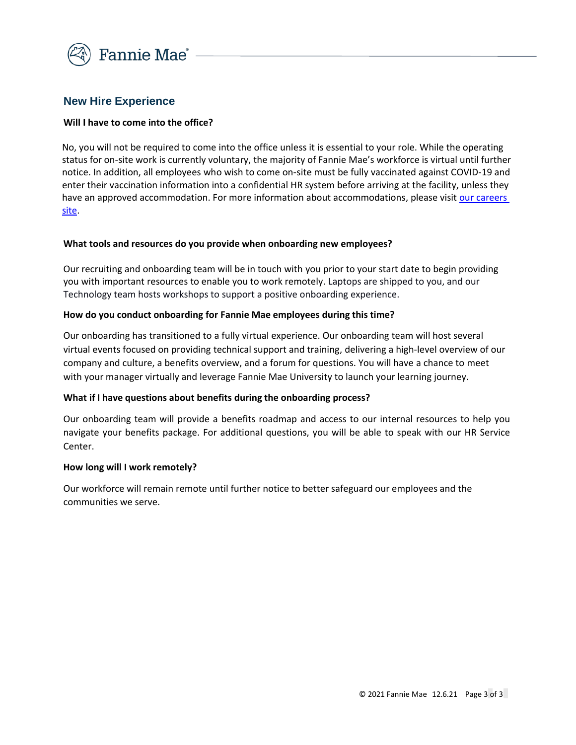## New Hire Experience

**Will I have to come into the office?**

No, you will not be required to come into the office unless it is essential to your role. While the operating status for on-site work is currently voluntary, the majority of Fannie Mae's workforce is virtual until further notice. In addition, all employees who wish to come on-site must be fully vaccinated against COVID-19 and enter their vaccination information into a confidential HR system before arriving at the facility, unless they have an approved accommodation. For more information about accommodations, please visit our careers site.

**What tools and resources do you provide when onboarding new employees?**

Our recruiting and onboarding team will be in touch with you prior to your start date to begin providing you with important resources to enable you to work remotely. Laptops are shipped to you, and our Technology team hosts workshops to support a positive onboarding experience.

**How do you conduct onboarding for Fannie Mae employees during this time?**

Our onboarding has transitioned to a fully virtual experience. Our onboarding team will host several virtual events focused on providing technical support and training, delivering a high-level overview of our company and culture, a benefits overview, and a forum for questions. You will have a chance to meet with your manager virtually and leverage Fannie Mae University to launch your learning journey.

**What if I have questions about benefits during the onboarding process?**

Our onboarding team will provide a benefits roadmap and access to our internal resources to help you navigate your benefits package. For additional questions, you will be able to speak with our HR Service Center.

**How long will I work remotely?**

Our workforce will remain remote until further notice to better safeguard our employees and the communities we serve.